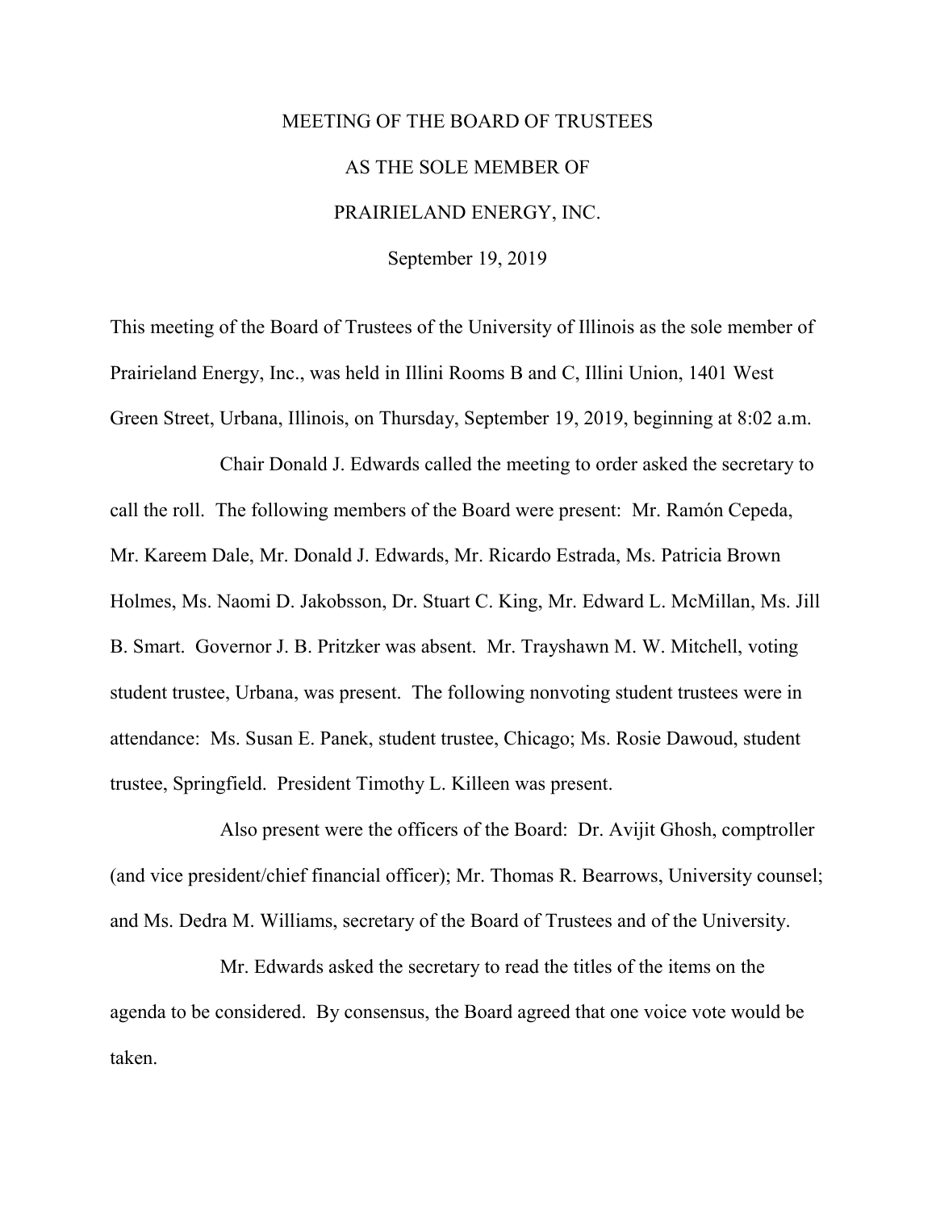# MEETING OF THE BOARD OF TRUSTEES

# AS THE SOLE MEMBER OF

# PRAIRIELAND ENERGY, INC.

September 19, 2019

This meeting of the Board of Trustees of the University of Illinois as the sole member of Prairieland Energy, Inc., was held in Illini Rooms B and C, Illini Union, 1401 West Green Street, Urbana, Illinois, on Thursday, September 19, 2019, beginning at 8:02 a.m.

Chair Donald J. Edwards called the meeting to order asked the secretary to call the roll. The following members of the Board were present: Mr. Ramón Cepeda, Mr. Kareem Dale, Mr. Donald J. Edwards, Mr. Ricardo Estrada, Ms. Patricia Brown Holmes, Ms. Naomi D. Jakobsson, Dr. Stuart C. King, Mr. Edward L. McMillan, Ms. Jill B. Smart. Governor J. B. Pritzker was absent. Mr. Trayshawn M. W. Mitchell, voting student trustee, Urbana, was present. The following nonvoting student trustees were in attendance: Ms. Susan E. Panek, student trustee, Chicago; Ms. Rosie Dawoud, student trustee, Springfield. President Timothy L. Killeen was present.

Also present were the officers of the Board: Dr. Avijit Ghosh, comptroller (and vice president/chief financial officer); Mr. Thomas R. Bearrows, University counsel; and Ms. Dedra M. Williams, secretary of the Board of Trustees and of the University.

Mr. Edwards asked the secretary to read the titles of the items on the agenda to be considered. By consensus, the Board agreed that one voice vote would be taken.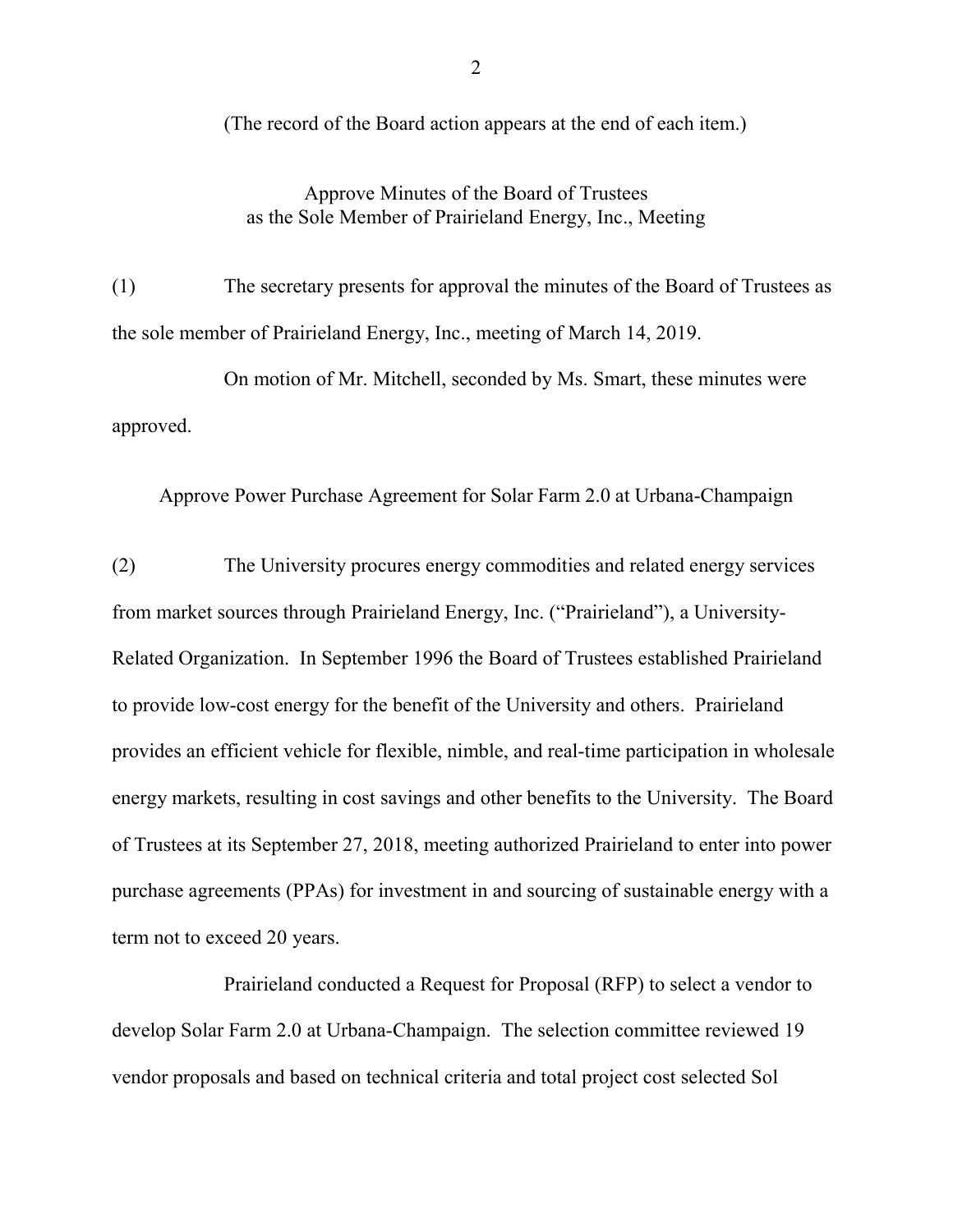(The record of the Board action appears at the end of each item.)

## Approve Minutes of the Board of Trustees as the Sole Member of Prairieland Energy, Inc., Meeting

(1) The secretary presents for approval the minutes of the Board of Trustees as the sole member of Prairieland Energy, Inc., meeting of March 14, 2019.

On motion of Mr. Mitchell, seconded by Ms. Smart, these minutes were approved.

## Approve Power Purchase Agreement for Solar Farm 2.0 at Urbana-Champaign

(2) The University procures energy commodities and related energy services from market sources through Prairieland Energy, Inc. ("Prairieland"), a University-Related Organization. In September 1996 the Board of Trustees established Prairieland to provide low-cost energy for the benefit of the University and others. Prairieland provides an efficient vehicle for flexible, nimble, and real-time participation in wholesale energy markets, resulting in cost savings and other benefits to the University. The Board of Trustees at its September 27, 2018, meeting authorized Prairieland to enter into power purchase agreements (PPAs) for investment in and sourcing of sustainable energy with a term not to exceed 20 years.

Prairieland conducted a Request for Proposal (RFP) to select a vendor to develop Solar Farm 2.0 at Urbana-Champaign. The selection committee reviewed 19 vendor proposals and based on technical criteria and total project cost selected Sol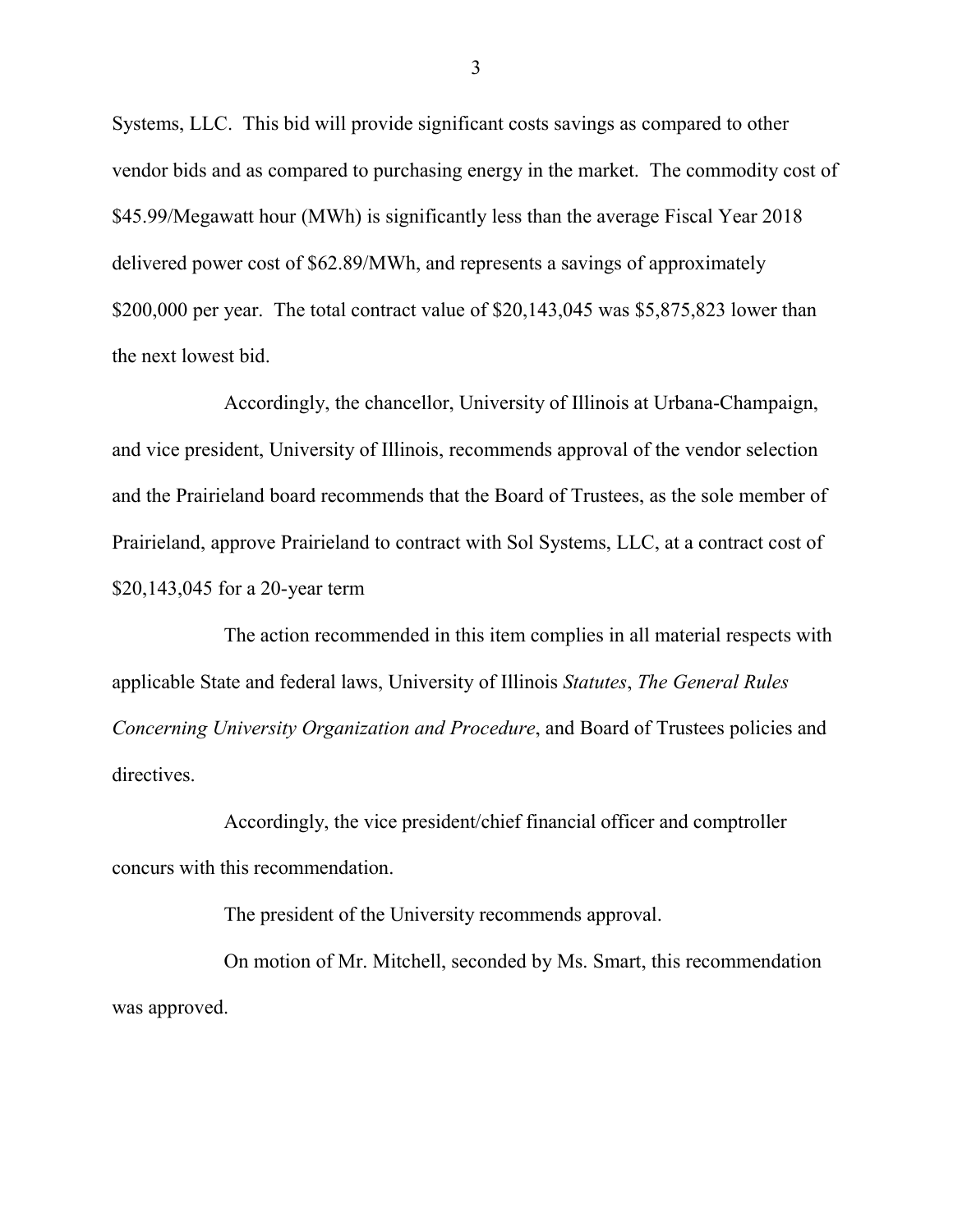Systems, LLC. This bid will provide significant costs savings as compared to other vendor bids and as compared to purchasing energy in the market. The commodity cost of $45.99/Megawatt hour (MWh) is significantly less than the average Fiscal Year 2018 delivered power cost of $62.89/MWh, and represents a savings of approximately $200,000 per year. The total contract value of $20,143,045 was $5,875,823 lower than the next lowest bid.

Accordingly, the chancellor, University of Illinois at Urbana-Champaign, and vice president, University of Illinois, recommends approval of the vendor selection and the Prairieland board recommends that the Board of Trustees, as the sole member of Prairieland, approve Prairieland to contract with Sol Systems, LLC, at a contract cost of $20,143,045 for a 20-year term

The action recommended in this item complies in all material respects with applicable State and federal laws, University of Illinois *Statutes*, *The General Rules Concerning University Organization and Procedure*, and Board of Trustees policies and directives.

Accordingly, the vice president/chief financial officer and comptroller concurs with this recommendation.

The president of the University recommends approval.

On motion of Mr. Mitchell, seconded by Ms. Smart, this recommendation was approved.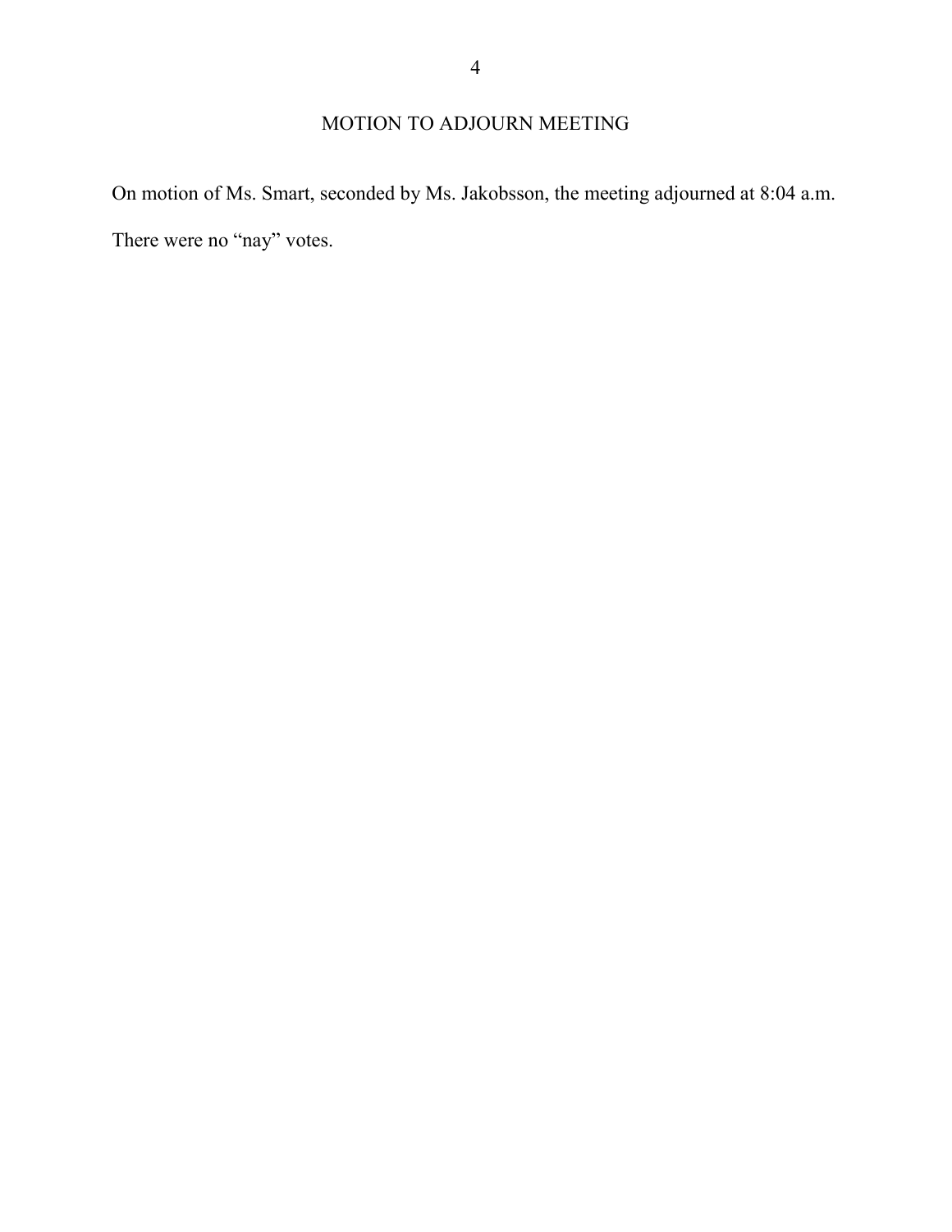## MOTION TO ADJOURN MEETING

On motion of Ms. Smart, seconded by Ms. Jakobsson, the meeting adjourned at 8:04 a.m. There were no "nay" votes.